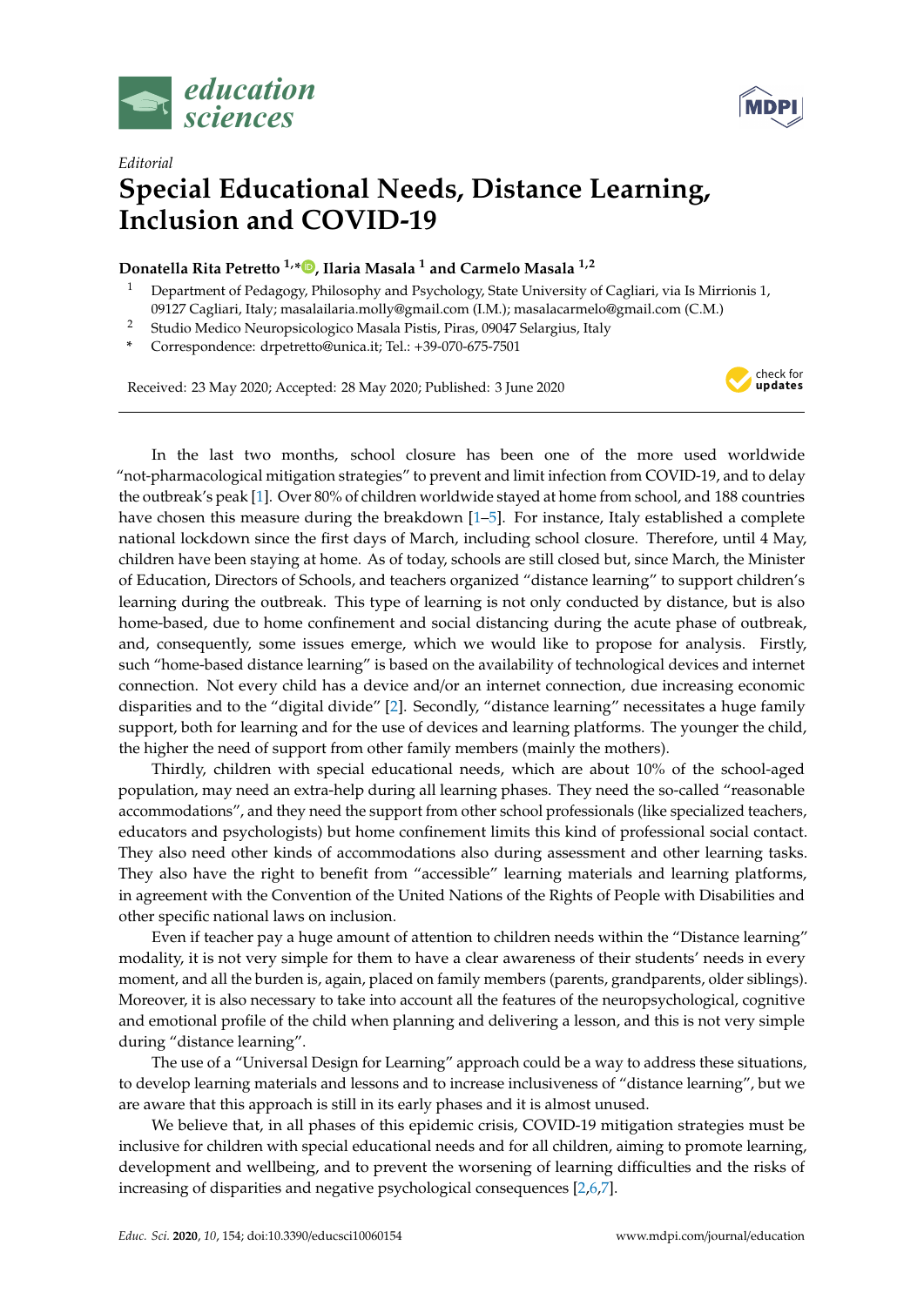*Editorial*

# Special Educational Needs, Distance Learning, Inclusion and COVID-19

**Donatella Rita Petretto [1,*], Ilaria Masala [1] and Carmelo Masala [1,2]**

1 Department of Pedagogy, Philosophy and Psychology, State University of Cagliari, via Is Mirrionis 1, 09127 Cagliari, Italy; masalailaria.molly@gmail.com (I.M.); masalacarmelo@gmail.com (C.M.)
2 Studio Medico Neuropsicologico Masala Pistis, Piras, 09047 Selargius, Italy
* Correspondence: drpetretto@unica.it; Tel.: +39-070-675-7501

Received: 23 May 2020; Accepted: 28 May 2020; Published: 3 June 2020

In the last two months, school closure has been one of the more used worldwide "not-pharmacological mitigation strategies" to prevent and limit infection from COVID-19, and to delay the outbreak's peak [1]. Over 80% of children worldwide stayed at home from school, and 188 countries have chosen this measure during the breakdown [1–5]. For instance, Italy established a complete national lockdown since the first days of March, including school closure. Therefore, until 4 May, children have been staying at home. As of today, schools are still closed but, since March, the Minister of Education, Directors of Schools, and teachers organized "distance learning" to support children's learning during the outbreak. This type of learning is not only conducted by distance, but is also home-based, due to home confinement and social distancing during the acute phase of outbreak, and, consequently, some issues emerge, which we would like to propose for analysis. Firstly, such "home-based distance learning" is based on the availability of technological devices and internet connection. Not every child has a device and/or an internet connection, due increasing economic disparities and to the "digital divide" [2]. Secondly, "distance learning" necessitates a huge family support, both for learning and for the use of devices and learning platforms. The younger the child, the higher the need of support from other family members (mainly the mothers).

Thirdly, children with special educational needs, which are about 10% of the school-aged population, may need an extra-help during all learning phases. They need the so-called "reasonable accommodations", and they need the support from other school professionals (like specialized teachers, educators and psychologists) but home confinement limits this kind of professional social contact. They also need other kinds of accommodations also during assessment and other learning tasks. They also have the right to benefit from "accessible" learning materials and learning platforms, in agreement with the Convention of the United Nations of the Rights of People with Disabilities and other specific national laws on inclusion.

Even if teacher pay a huge amount of attention to children needs within the "Distance learning" modality, it is not very simple for them to have a clear awareness of their students' needs in every moment, and all the burden is, again, placed on family members (parents, grandparents, older siblings). Moreover, it is also necessary to take into account all the features of the neuropsychological, cognitive and emotional profile of the child when planning and delivering a lesson, and this is not very simple during "distance learning".

The use of a "Universal Design for Learning" approach could be a way to address these situations, to develop learning materials and lessons and to increase inclusiveness of "distance learning", but we are aware that this approach is still in its early phases and it is almost unused.

We believe that, in all phases of this epidemic crisis, COVID-19 mitigation strategies must be inclusive for children with special educational needs and for all children, aiming to promote learning, development and wellbeing, and to prevent the worsening of learning difficulties and the risks of increasing of disparities and negative psychological consequences [2,6,7].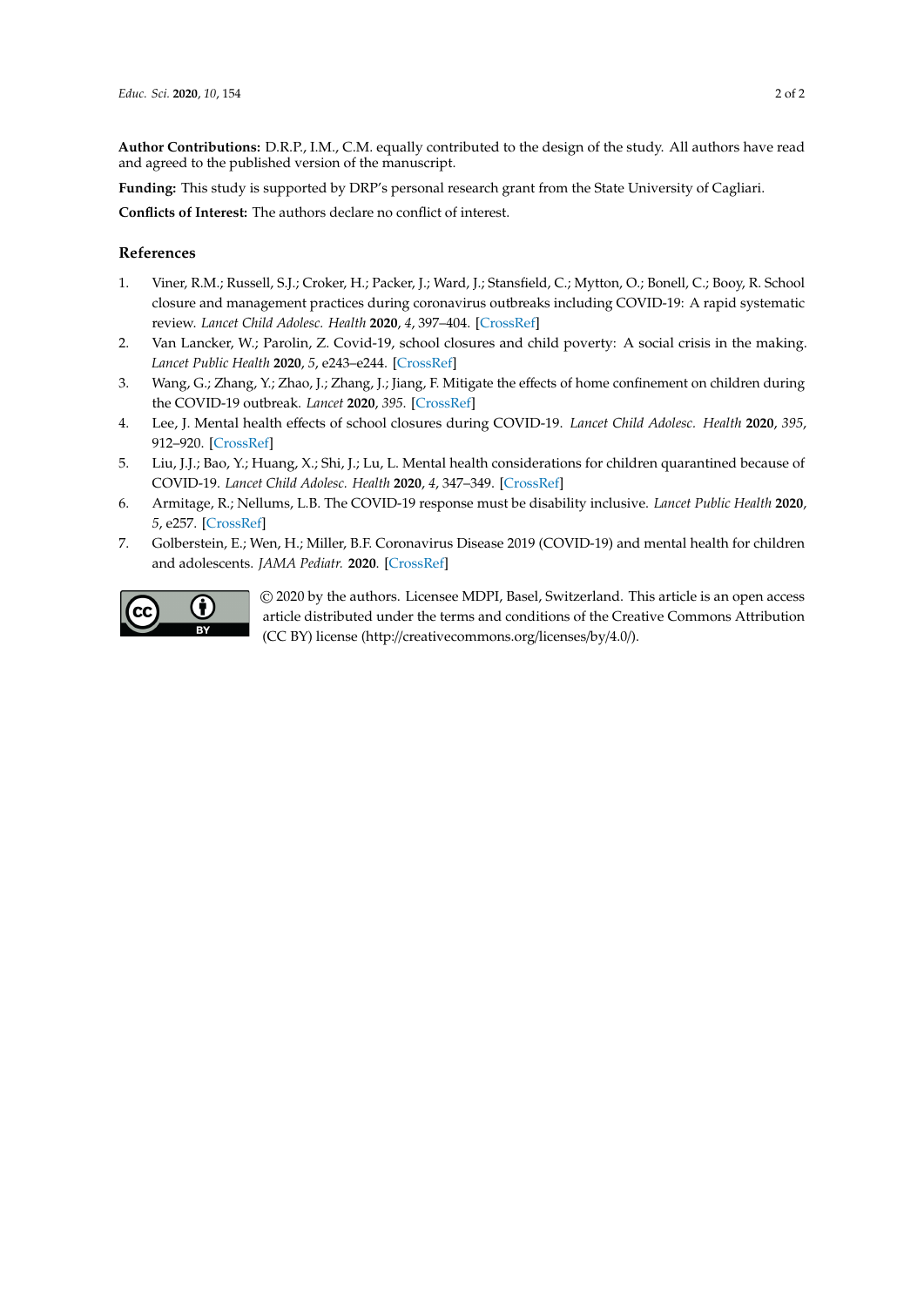**Author Contributions:** D.R.P., I.M., C.M. equally contributed to the design of the study. All authors have read and agreed to the published version of the manuscript.

**Funding:** This study is supported by DRP's personal research grant from the State University of Cagliari.

**Conflicts of Interest:** The authors declare no conflict of interest.

## References

1. Viner, R.M.; Russell, S.J.; Croker, H.; Packer, J.; Ward, J.; Stansfield, C.; Mytton, O.; Bonell, C.; Booy, R. School closure and management practices during coronavirus outbreaks including COVID-19: A rapid systematic review. *Lancet Child Adolesc. Health* **2020**, *4*, 397–404. [CrossRef]
2. Van Lancker, W.; Parolin, Z. Covid-19, school closures and child poverty: A social crisis in the making. *Lancet Public Health* **2020**, *5*, e243–e244. [CrossRef]
3. Wang, G.; Zhang, Y.; Zhao, J.; Zhang, J.; Jiang, F. Mitigate the effects of home confinement on children during the COVID-19 outbreak. *Lancet* **2020**, *395*. [CrossRef]
4. Lee, J. Mental health effects of school closures during COVID-19. *Lancet Child Adolesc. Health* **2020**, *395*, 912–920. [CrossRef]
5. Liu, J.J.; Bao, Y.; Huang, X.; Shi, J.; Lu, L. Mental health considerations for children quarantined because of COVID-19. *Lancet Child Adolesc. Health* **2020**, *4*, 347–349. [CrossRef]
6. Armitage, R.; Nellums, L.B. The COVID-19 response must be disability inclusive. *Lancet Public Health* **2020**, *5*, e257. [CrossRef]
7. Golberstein, E.; Wen, H.; Miller, B.F. Coronavirus Disease 2019 (COVID-19) and mental health for children and adolescents. *JAMA Pediatr.* **2020**. [CrossRef]

© 2020 by the authors. Licensee MDPI, Basel, Switzerland. This article is an open access article distributed under the terms and conditions of the Creative Commons Attribution (CC BY) license (http://creativecommons.org/licenses/by/4.0/).